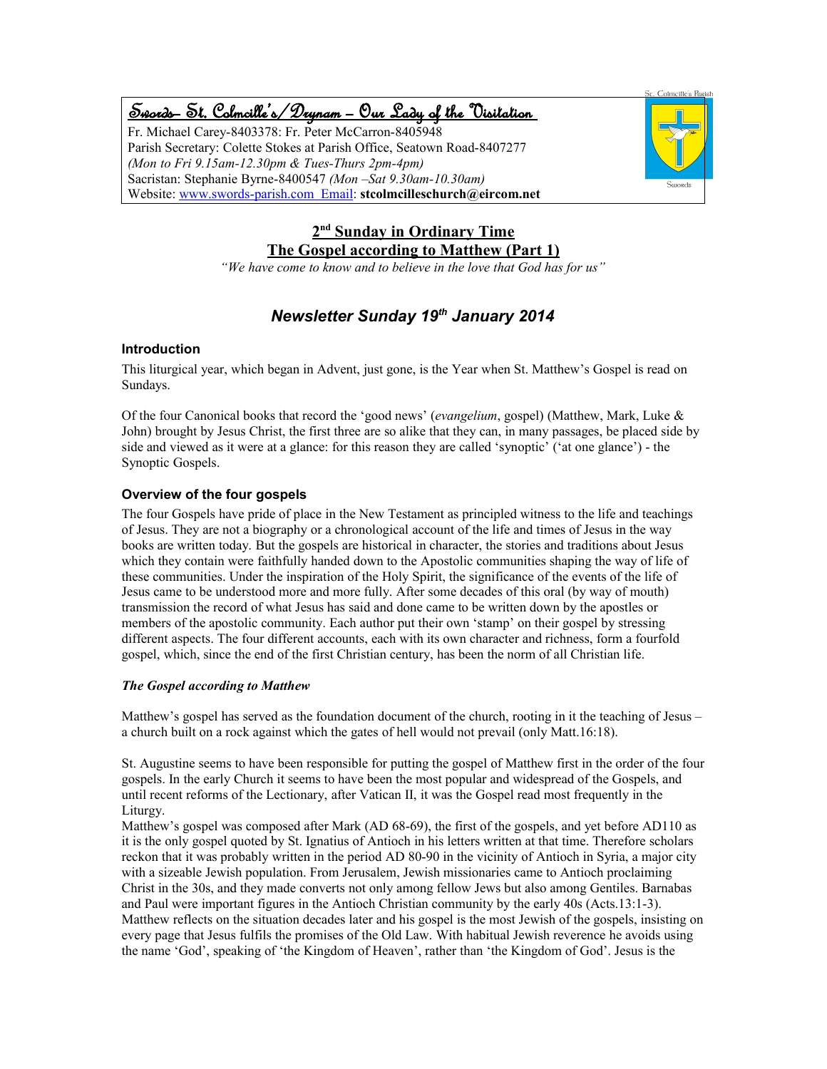**Swords- St. Colmcille's/Drynam – Our Lady of the Visitation**

Fr. Michael Carey-8403378: Fr. Peter McCarron-8405948
Parish Secretary: Colette Stokes at Parish Office, Seatown Road-8407277
*(Mon to Fri 9.15am-12.30pm & Tues-Thurs 2pm-4pm)*
Sacristan: Stephanie Byrne-8400547 *(Mon –Sat 9.30am-10.30am)*
Website: www.swords-parish.com Email: **stcolmcilleschurch@eircom.net**

St. Colmcille's Parish
Swords

## 2nd Sunday in Ordinary Time
## The Gospel according to Matthew (Part 1)

*"We have come to know and to believe in the love that God has for us"*

# *Newsletter Sunday 19th January 2014*

### Introduction

This liturgical year, which began in Advent, just gone, is the Year when St. Matthew's Gospel is read on Sundays.

Of the four Canonical books that record the 'good news' (*evangelium*, gospel) (Matthew, Mark, Luke & John) brought by Jesus Christ, the first three are so alike that they can, in many passages, be placed side by side and viewed as it were at a glance: for this reason they are called 'synoptic' ('at one glance') - the Synoptic Gospels.

### Overview of the four gospels

The four Gospels have pride of place in the New Testament as principled witness to the life and teachings of Jesus. They are not a biography or a chronological account of the life and times of Jesus in the way books are written today. But the gospels are historical in character, the stories and traditions about Jesus which they contain were faithfully handed down to the Apostolic communities shaping the way of life of these communities. Under the inspiration of the Holy Spirit, the significance of the events of the life of Jesus came to be understood more and more fully. After some decades of this oral (by way of mouth) transmission the record of what Jesus has said and done came to be written down by the apostles or members of the apostolic community. Each author put their own 'stamp' on their gospel by stressing different aspects. The four different accounts, each with its own character and richness, form a fourfold gospel, which, since the end of the first Christian century, has been the norm of all Christian life.

#### *The Gospel according to Matthew*

Matthew's gospel has served as the foundation document of the church, rooting in it the teaching of Jesus – a church built on a rock against which the gates of hell would not prevail (only Matt.16:18).

St. Augustine seems to have been responsible for putting the gospel of Matthew first in the order of the four gospels. In the early Church it seems to have been the most popular and widespread of the Gospels, and until recent reforms of the Lectionary, after Vatican II, it was the Gospel read most frequently in the Liturgy.

Matthew's gospel was composed after Mark (AD 68-69), the first of the gospels, and yet before AD110 as it is the only gospel quoted by St. Ignatius of Antioch in his letters written at that time. Therefore scholars reckon that it was probably written in the period AD 80-90 in the vicinity of Antioch in Syria, a major city with a sizeable Jewish population. From Jerusalem, Jewish missionaries came to Antioch proclaiming Christ in the 30s, and they made converts not only among fellow Jews but also among Gentiles. Barnabas and Paul were important figures in the Antioch Christian community by the early 40s (Acts.13:1-3). Matthew reflects on the situation decades later and his gospel is the most Jewish of the gospels, insisting on every page that Jesus fulfils the promises of the Old Law. With habitual Jewish reverence he avoids using the name 'God', speaking of 'the Kingdom of Heaven', rather than 'the Kingdom of God'. Jesus is the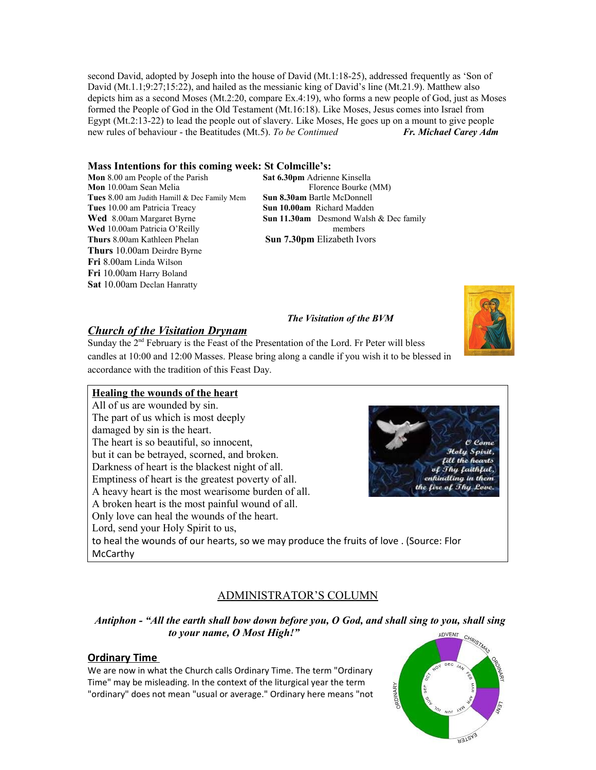second David, adopted by Joseph into the house of David (Mt.1:18-25), addressed frequently as 'Son of David (Mt.1.1;9:27;15:22), and hailed as the messianic king of David's line (Mt.21.9). Matthew also depicts him as a second Moses (Mt.2:20, compare Ex.4:19), who forms a new people of God, just as Moses formed the People of God in the Old Testament (Mt.16:18). Like Moses, Jesus comes into Israel from Egypt (Mt.2:13-22) to lead the people out of slavery. Like Moses, He goes up on a mount to give people new rules of behaviour - the Beatitudes (Mt.5). *To be Continued* ***Fr. Michael Carey Adm***

### Mass Intentions for this coming week: St Colmcille's:

**Mon** 8.00 am People of the Parish
**Mon** 10.00am Sean Melia
**Tues** 8.00 am Judith Hamill & Dec Family Mem
**Tues** 10.00 am Patricia Treacy
**Wed** 8.00am Margaret Byrne
**Wed** 10.00am Patricia O'Reilly
**Thurs** 8.00am Kathleen Phelan
**Thurs** 10.00am Deirdre Byrne
**Fri** 8.00am Linda Wilson
**Fri** 10.00am Harry Boland
**Sat** 10.00am Declan Hanratty

**Sat 6.30pm** Adrienne Kinsella
Florence Bourke (MM)
**Sun 8.30am** Bartle McDonnell
**Sun 10.00am** Richard Madden
**Sun 11.30am** Desmond Walsh & Dec family members
**Sun 7.30pm** Elizabeth Ivors

***The Visitation of the BVM***

## ***Church of the Visitation Drynam***

Sunday the 2[nd] February is the Feast of the Presentation of the Lord. Fr Peter will bless candles at 10:00 and 12:00 Masses. Please bring along a candle if you wish it to be blessed in accordance with the tradition of this Feast Day.

### Healing the wounds of the heart

All of us are wounded by sin.
The part of us which is most deeply damaged by sin is the heart.
The heart is so beautiful, so innocent,
but it can be betrayed, scorned, and broken.
Darkness of heart is the blackest night of all.
Emptiness of heart is the greatest poverty of all.
A heavy heart is the most wearisome burden of all.
A broken heart is the most painful wound of all.
Only love can heal the wounds of the heart.
Lord, send your Holy Spirit to us,
to heal the wounds of our hearts, so we may produce the fruits of love . (Source: Flor McCarthy

*O Come Holy Spirit, fill the hearts of Thy faithful, enkindling in them the fire of Thy Love.*

## ADMINISTRATOR'S COLUMN

***Antiphon - "All the earth shall bow down before you, O God, and shall sing to you, shall sing to your name, O Most High!"***

### Ordinary Time

We are now in what the Church calls Ordinary Time. The term "Ordinary Time" may be misleading. In the context of the liturgical year the term "ordinary" does not mean "usual or average." Ordinary here means "not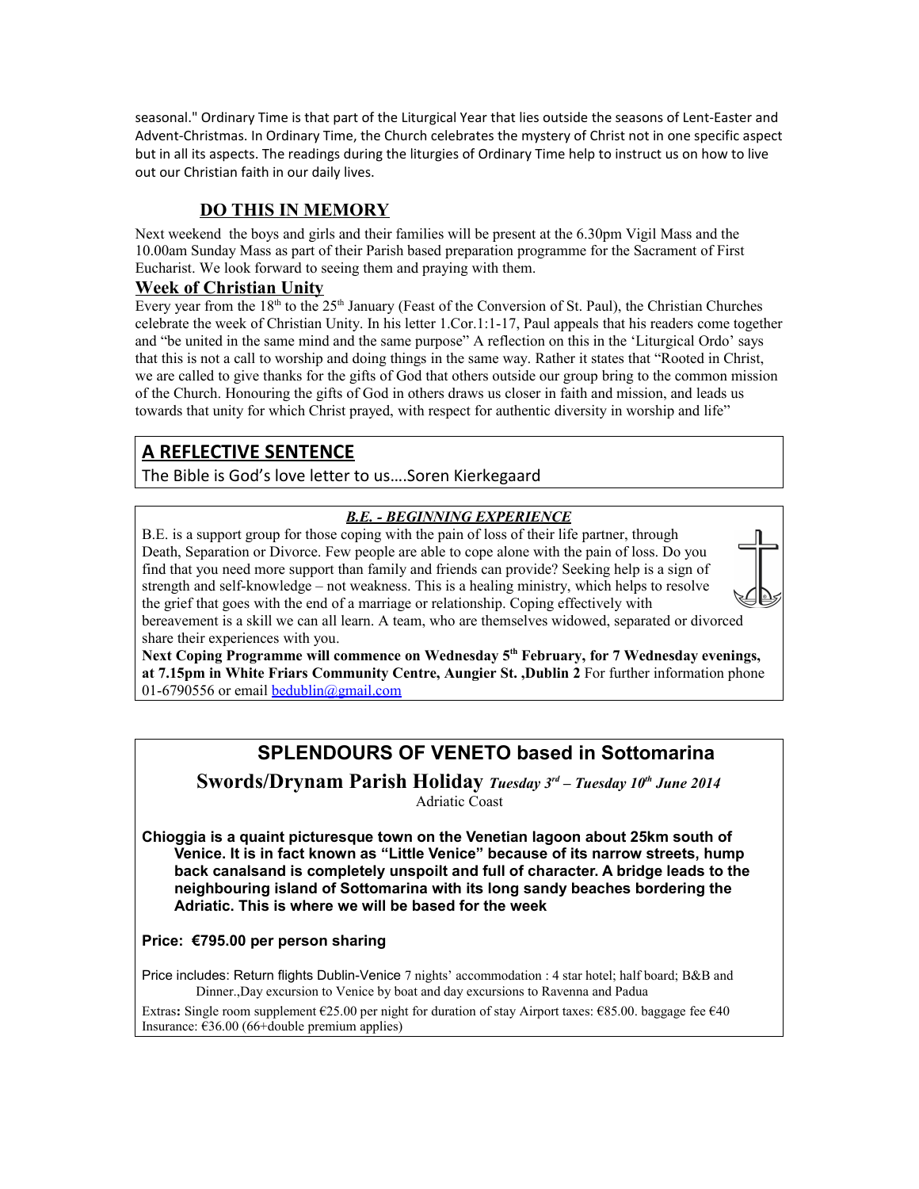seasonal." Ordinary Time is that part of the Liturgical Year that lies outside the seasons of Lent-Easter and Advent-Christmas. In Ordinary Time, the Church celebrates the mystery of Christ not in one specific aspect but in all its aspects. The readings during the liturgies of Ordinary Time help to instruct us on how to live out our Christian faith in our daily lives.

## DO THIS IN MEMORY

Next weekend the boys and girls and their families will be present at the 6.30pm Vigil Mass and the 10.00am Sunday Mass as part of their Parish based preparation programme for the Sacrament of First Eucharist. We look forward to seeing them and praying with them.

## Week of Christian Unity

Every year from the 18th to the 25th January (Feast of the Conversion of St. Paul), the Christian Churches celebrate the week of Christian Unity. In his letter 1.Cor.1:1-17, Paul appeals that his readers come together and "be united in the same mind and the same purpose" A reflection on this in the 'Liturgical Ordo' says that this is not a call to worship and doing things in the same way. Rather it states that "Rooted in Christ, we are called to give thanks for the gifts of God that others outside our group bring to the common mission of the Church. Honouring the gifts of God in others draws us closer in faith and mission, and leads us towards that unity for which Christ prayed, with respect for authentic diversity in worship and life"

## A REFLECTIVE SENTENCE

The Bible is God's love letter to us….Soren Kierkegaard

## *B.E. - BEGINNING EXPERIENCE*

B.E. is a support group for those coping with the pain of loss of their life partner, through Death, Separation or Divorce. Few people are able to cope alone with the pain of loss. Do you find that you need more support than family and friends can provide? Seeking help is a sign of strength and self-knowledge – not weakness. This is a healing ministry, which helps to resolve the grief that goes with the end of a marriage or relationship. Coping effectively with bereavement is a skill we can all learn. A team, who are themselves widowed, separated or divorced share their experiences with you.

**Next Coping Programme will commence on Wednesday 5th February, for 7 Wednesday evenings, at 7.15pm in White Friars Community Centre, Aungier St. ,Dublin 2** For further information phone 01-6790556 or email bedublin@gmail.com

## SPLENDOURS OF VENETO based in Sottomarina

**Swords/Drynam Parish Holiday** ***Tuesday 3rd – Tuesday 10th June 2014***

Adriatic Coast

**Chioggia is a quaint picturesque town on the Venetian lagoon about 25km south of Venice. It is in fact known as "Little Venice" because of its narrow streets, hump back canalsand is completely unspoilt and full of character. A bridge leads to the neighbouring island of Sottomarina with its long sandy beaches bordering the Adriatic. This is where we will be based for the week**

**Price: €795.00 per person sharing**

Price includes: Return flights Dublin-Venice 7 nights' accommodation : 4 star hotel; half board; B&B and Dinner.,Day excursion to Venice by boat and day excursions to Ravenna and Padua

Extras**:** Single room supplement €25.00 per night for duration of stay Airport taxes: €85.00. baggage fee €40 Insurance: €36.00 (66+double premium applies)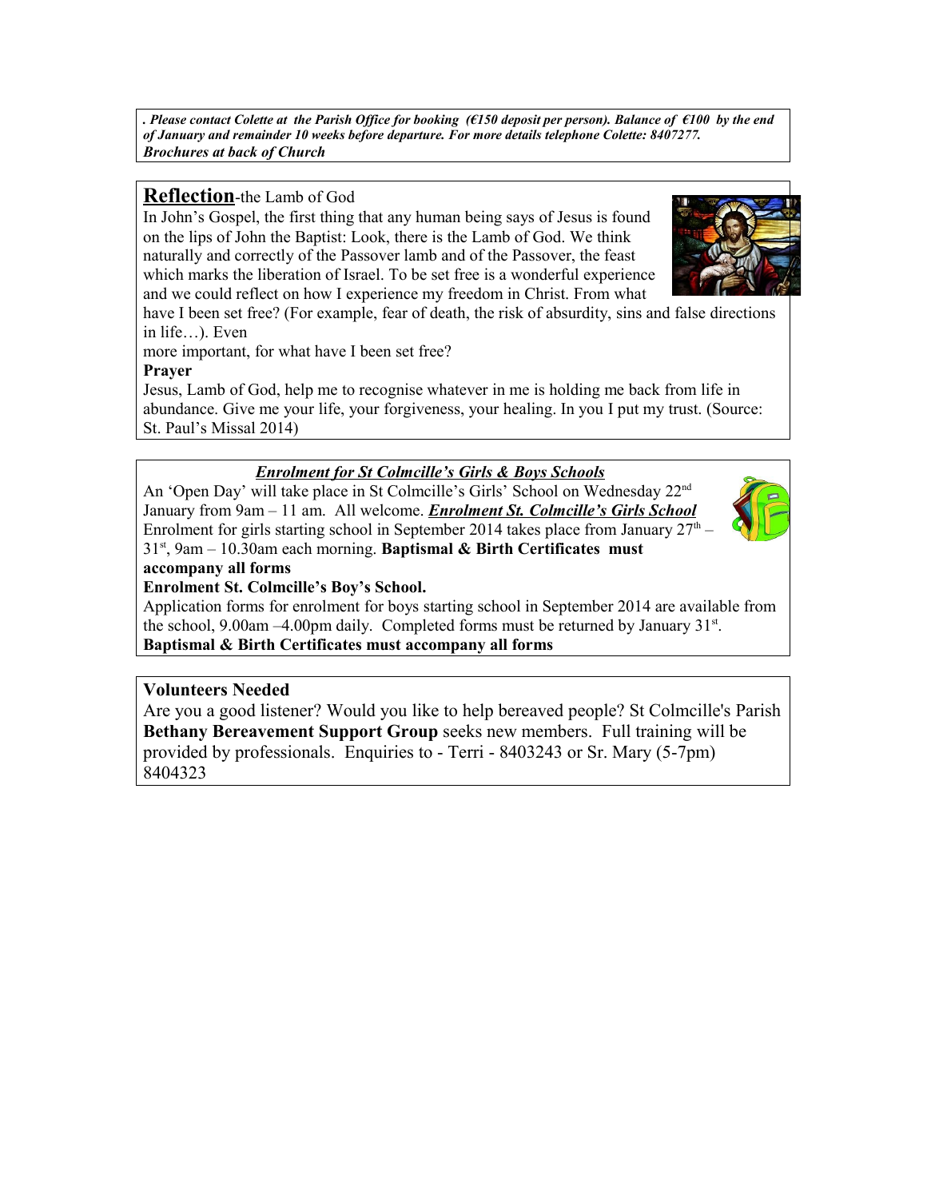*. Please contact Colette at the Parish Office for booking (€150 deposit per person). Balance of €100 by the end of January and remainder 10 weeks before departure. For more details telephone Colette: 8407277.*
***Brochures at back of Church***

**Reflection**-the Lamb of God

In John's Gospel, the first thing that any human being says of Jesus is found on the lips of John the Baptist: Look, there is the Lamb of God. We think naturally and correctly of the Passover lamb and of the Passover, the feast which marks the liberation of Israel. To be set free is a wonderful experience and we could reflect on how I experience my freedom in Christ. From what have I been set free? (For example, fear of death, the risk of absurdity, sins and false directions in life…). Even more important, for what have I been set free?

**Prayer**

Jesus, Lamb of God, help me to recognise whatever in me is holding me back from life in abundance. Give me your life, your forgiveness, your healing. In you I put my trust. (Source: St. Paul's Missal 2014)

***Enrolment for St Colmcille's Girls & Boys Schools***

An 'Open Day' will take place in St Colmcille's Girls' School on Wednesday 22nd January from 9am – 11 am. All welcome. ***Enrolment St. Colmcille's Girls School*** Enrolment for girls starting school in September 2014 takes place from January 27th – 31st, 9am – 10.30am each morning. **Baptismal & Birth Certificates must accompany all forms**

**Enrolment St. Colmcille's Boy's School.**

Application forms for enrolment for boys starting school in September 2014 are available from the school, 9.00am –4.00pm daily. Completed forms must be returned by January 31st.
**Baptismal & Birth Certificates must accompany all forms**

**Volunteers Needed**

Are you a good listener? Would you like to help bereaved people? St Colmcille's Parish **Bethany Bereavement Support Group** seeks new members. Full training will be provided by professionals. Enquiries to - Terri - 8403243 or Sr. Mary (5-7pm) 8404323